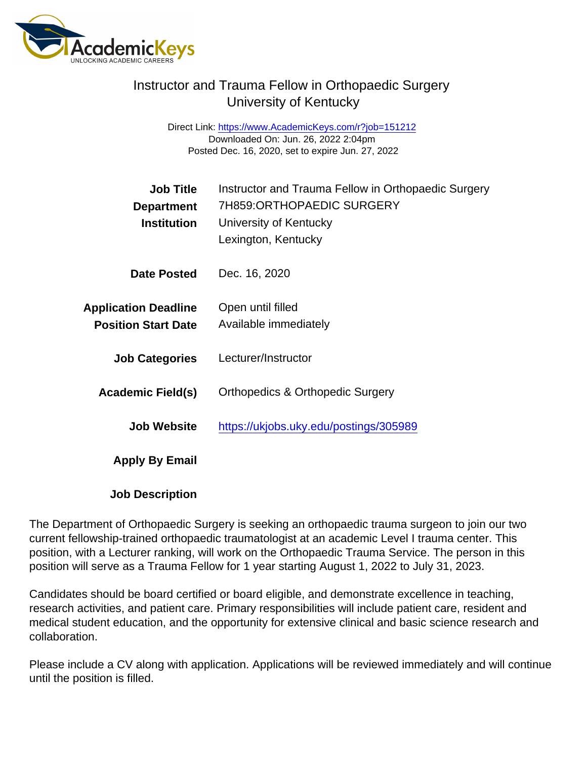# Instructor and Trauma Fellow in Orthopaedic Surgery
## University of Kentucky

Direct Link: https://www.AcademicKeys.com/r?job=151212
Downloaded On: Jun. 26, 2022 2:04pm
Posted Dec. 16, 2020, set to expire Jun. 27, 2022

| | |
|---|---|
| **Job Title** | Instructor and Trauma Fellow in Orthopaedic Surgery |
| **Department** | 7H859:ORTHOPAEDIC SURGERY |
| **Institution** | University of Kentucky<br>Lexington, Kentucky |
| **Date Posted** | Dec. 16, 2020 |
| **Application Deadline** | Open until filled |
| **Position Start Date** | Available immediately |
| **Job Categories** | Lecturer/Instructor |
| **Academic Field(s)** | Orthopedics & Orthopedic Surgery |
| **Job Website** | https://ukjobs.uky.edu/postings/305989 |
| **Apply By Email** | |

**Job Description**

The Department of Orthopaedic Surgery is seeking an orthopaedic trauma surgeon to join our two current fellowship-trained orthopaedic traumatologist at an academic Level I trauma center. This position, with a Lecturer ranking, will work on the Orthopaedic Trauma Service. The person in this position will serve as a Trauma Fellow for 1 year starting August 1, 2022 to July 31, 2023.

Candidates should be board certified or board eligible, and demonstrate excellence in teaching, research activities, and patient care. Primary responsibilities will include patient care, resident and medical student education, and the opportunity for extensive clinical and basic science research and collaboration.

Please include a CV along with application. Applications will be reviewed immediately and will continue until the position is filled.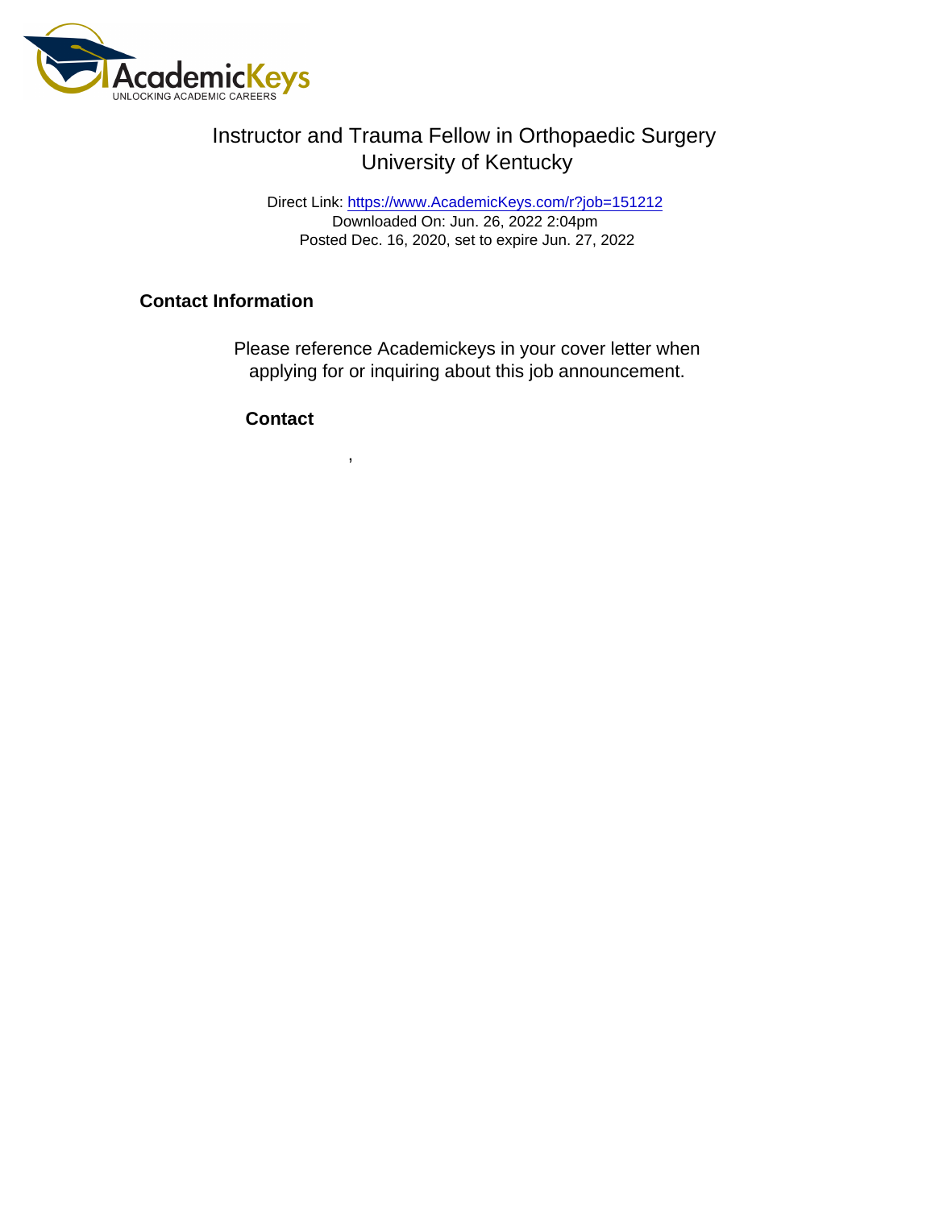Instructor and Trauma Fellow in Orthopaedic Surgery
University of Kentucky

Direct Link: https://www.AcademicKeys.com/r?job=151212
Downloaded On: Jun. 26, 2022 2:04pm
Posted Dec. 16, 2020, set to expire Jun. 27, 2022

## Contact Information

Please reference Academickeys in your cover letter when applying for or inquiring about this job announcement.

### Contact

,